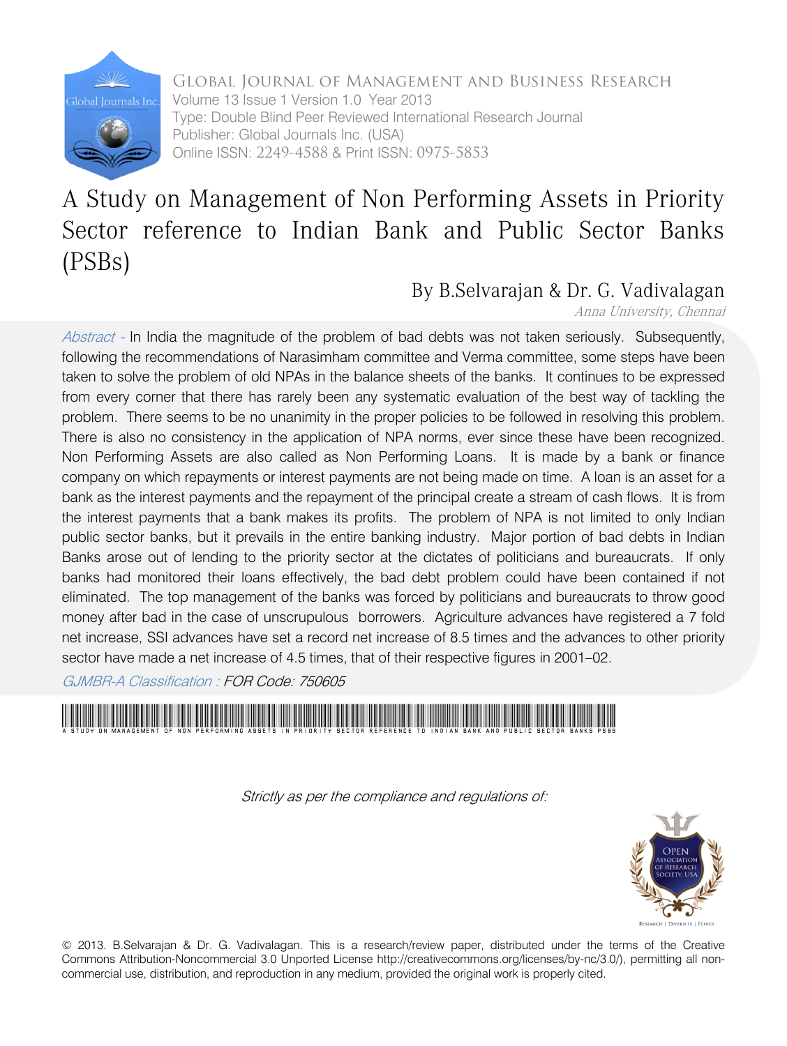Global Journal of Management and Business Research
Volume 13 Issue 1 Version 1.0 Year 2013
Type: Double Blind Peer Reviewed International Research Journal
Publisher: Global Journals Inc. (USA)
Online ISSN: 2249-4588 & Print ISSN: 0975-5853

# A Study on Management of Non Performing Assets in Priority Sector reference to Indian Bank and Public Sector Banks (PSBs)

By B.Selvarajan & Dr. G. Vadivalagan

*Anna University, Chennai*

*Abstract -* In India the magnitude of the problem of bad debts was not taken seriously. Subsequently, following the recommendations of Narasimham committee and Verma committee, some steps have been taken to solve the problem of old NPAs in the balance sheets of the banks. It continues to be expressed from every corner that there has rarely been any systematic evaluation of the best way of tackling the problem. There seems to be no unanimity in the proper policies to be followed in resolving this problem. There is also no consistency in the application of NPA norms, ever since these have been recognized. Non Performing Assets are also called as Non Performing Loans. It is made by a bank or finance company on which repayments or interest payments are not being made on time. A loan is an asset for a bank as the interest payments and the repayment of the principal create a stream of cash flows. It is from the interest payments that a bank makes its profits. The problem of NPA is not limited to only Indian public sector banks, but it prevails in the entire banking industry. Major portion of bad debts in Indian Banks arose out of lending to the priority sector at the dictates of politicians and bureaucrats. If only banks had monitored their loans effectively, the bad debt problem could have been contained if not eliminated. The top management of the banks was forced by politicians and bureaucrats to throw good money after bad in the case of unscrupulous borrowers. Agriculture advances have registered a 7 fold net increase, SSI advances have set a record net increase of 8.5 times and the advances to other priority sector have made a net increase of 4.5 times, that of their respective figures in 2001–02.

*GJMBR-A Classification :* *FOR Code: 750605*

A STUDY ON MANAGEMENT OF NON PERFORMING ASSETS IN PRIORITY SECTOR REFERENCE TO INDIAN BANK AND PUBLIC SECTOR BANKS PSBS

*Strictly as per the compliance and regulations of:*

© 2013. B.Selvarajan & Dr. G. Vadivalagan. This is a research/review paper, distributed under the terms of the Creative Commons Attribution-Noncommercial 3.0 Unported License http://creativecommons.org/licenses/by-nc/3.0/), permitting all non-commercial use, distribution, and reproduction in any medium, provided the original work is properly cited.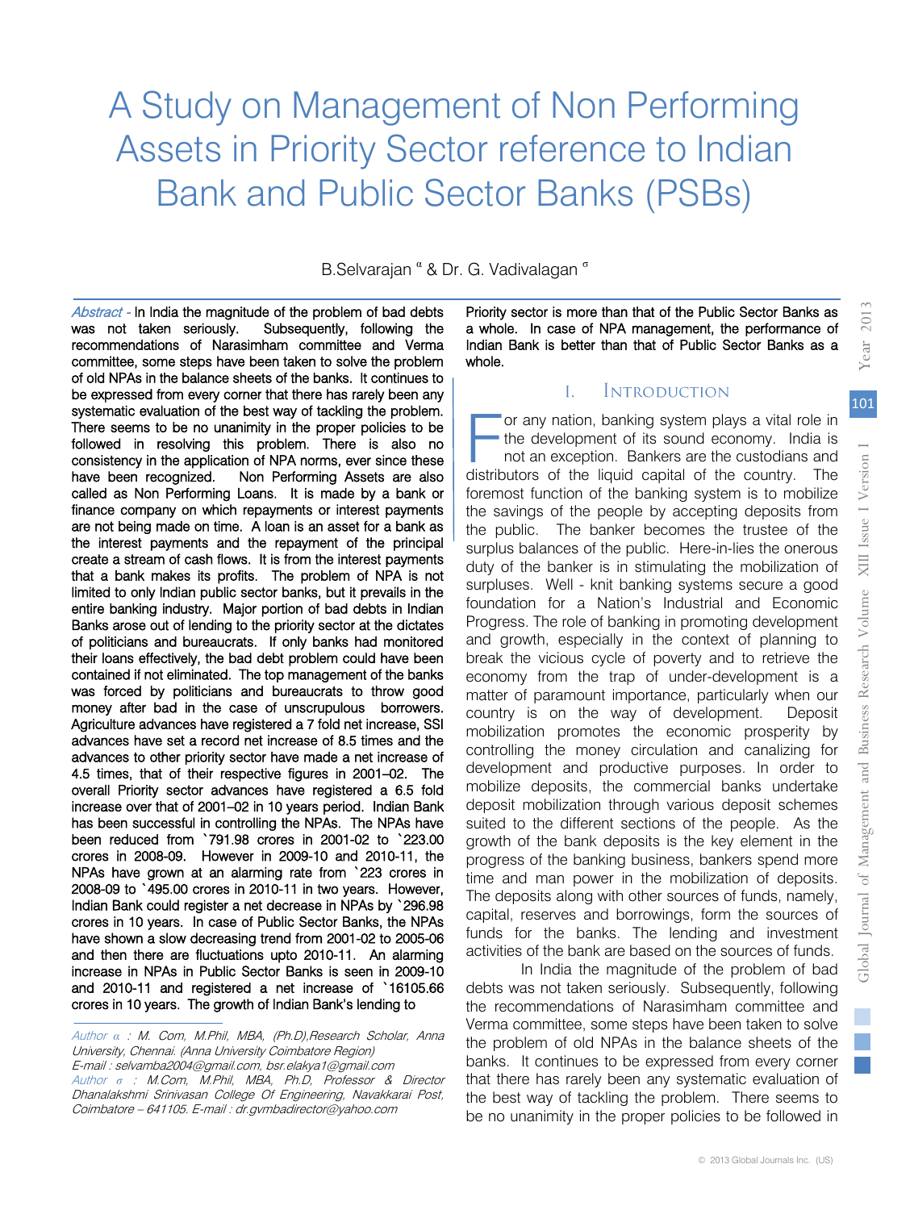# A Study on Management of Non Performing Assets in Priority Sector reference to Indian Bank and Public Sector Banks (PSBs)

B.Selvarajan [α] & Dr. G. Vadivalagan [σ]

*Abstract* - In India the magnitude of the problem of bad debts was not taken seriously. Subsequently, following the recommendations of Narasimham committee and Verma committee, some steps have been taken to solve the problem of old NPAs in the balance sheets of the banks. It continues to be expressed from every corner that there has rarely been any systematic evaluation of the best way of tackling the problem. There seems to be no unanimity in the proper policies to be followed in resolving this problem. There is also no consistency in the application of NPA norms, ever since these have been recognized. Non Performing Assets are also called as Non Performing Loans. It is made by a bank or finance company on which repayments or interest payments are not being made on time. A loan is an asset for a bank as the interest payments and the repayment of the principal create a stream of cash flows. It is from the interest payments that a bank makes its profits. The problem of NPA is not limited to only Indian public sector banks, but it prevails in the entire banking industry. Major portion of bad debts in Indian Banks arose out of lending to the priority sector at the dictates of politicians and bureaucrats. If only banks had monitored their loans effectively, the bad debt problem could have been contained if not eliminated. The top management of the banks was forced by politicians and bureaucrats to throw good money after bad in the case of unscrupulous borrowers. Agriculture advances have registered a 7 fold net increase, SSI advances have set a record net increase of 8.5 times and the advances to other priority sector have made a net increase of 4.5 times, that of their respective figures in 2001–02. The overall Priority sector advances have registered a 6.5 fold increase over that of 2001–02 in 10 years period. Indian Bank has been successful in controlling the NPAs. The NPAs have been reduced from `791.98 crores in 2001-02 to `223.00 crores in 2008-09. However in 2009-10 and 2010-11, the NPAs have grown at an alarming rate from `223 crores in 2008-09 to `495.00 crores in 2010-11 in two years. However, Indian Bank could register a net decrease in NPAs by `296.98 crores in 10 years. In case of Public Sector Banks, the NPAs have shown a slow decreasing trend from 2001-02 to 2005-06 and then there are fluctuations upto 2010-11. An alarming increase in NPAs in Public Sector Banks is seen in 2009-10 and 2010-11 and registered a net increase of `16105.66 crores in 10 years. The growth of Indian Bank's lending to Priority sector is more than that of the Public Sector Banks as a whole. In case of NPA management, the performance of Indian Bank is better than that of Public Sector Banks as a whole.

*Author α : M. Com, M.Phil, MBA, (Ph.D),Research Scholar, Anna University, Chennai. (Anna University Coimbatore Region)*
*E-mail : selvamba2004@gmail.com, bsr.elakya1@gmail.com*
*Author σ : M.Com, M.Phil, MBA, Ph.D, Professor & Director Dhanalakshmi Srinivasan College Of Engineering, Navakkarai Post, Coimbatore – 641105. E-mail : dr.gvmbadirector@yahoo.com*

## I. Introduction

For any nation, banking system plays a vital role in the development of its sound economy. India is not an exception. Bankers are the custodians and distributors of the liquid capital of the country. The foremost function of the banking system is to mobilize the savings of the people by accepting deposits from the public. The banker becomes the trustee of the surplus balances of the public. Here-in-lies the onerous duty of the banker is in stimulating the mobilization of surpluses. Well - knit banking systems secure a good foundation for a Nation's Industrial and Economic Progress. The role of banking in promoting development and growth, especially in the context of planning to break the vicious cycle of poverty and to retrieve the economy from the trap of under-development is a matter of paramount importance, particularly when our country is on the way of development. Deposit mobilization promotes the economic prosperity by controlling the money circulation and canalizing for development and productive purposes. In order to mobilize deposits, the commercial banks undertake deposit mobilization through various deposit schemes suited to the different sections of the people. As the growth of the bank deposits is the key element in the progress of the banking business, bankers spend more time and man power in the mobilization of deposits. The deposits along with other sources of funds, namely, capital, reserves and borrowings, form the sources of funds for the banks. The lending and investment activities of the bank are based on the sources of funds.

In India the magnitude of the problem of bad debts was not taken seriously. Subsequently, following the recommendations of Narasimham committee and Verma committee, some steps have been taken to solve the problem of old NPAs in the balance sheets of the banks. It continues to be expressed from every corner that there has rarely been any systematic evaluation of the best way of tackling the problem. There seems to be no unanimity in the proper policies to be followed in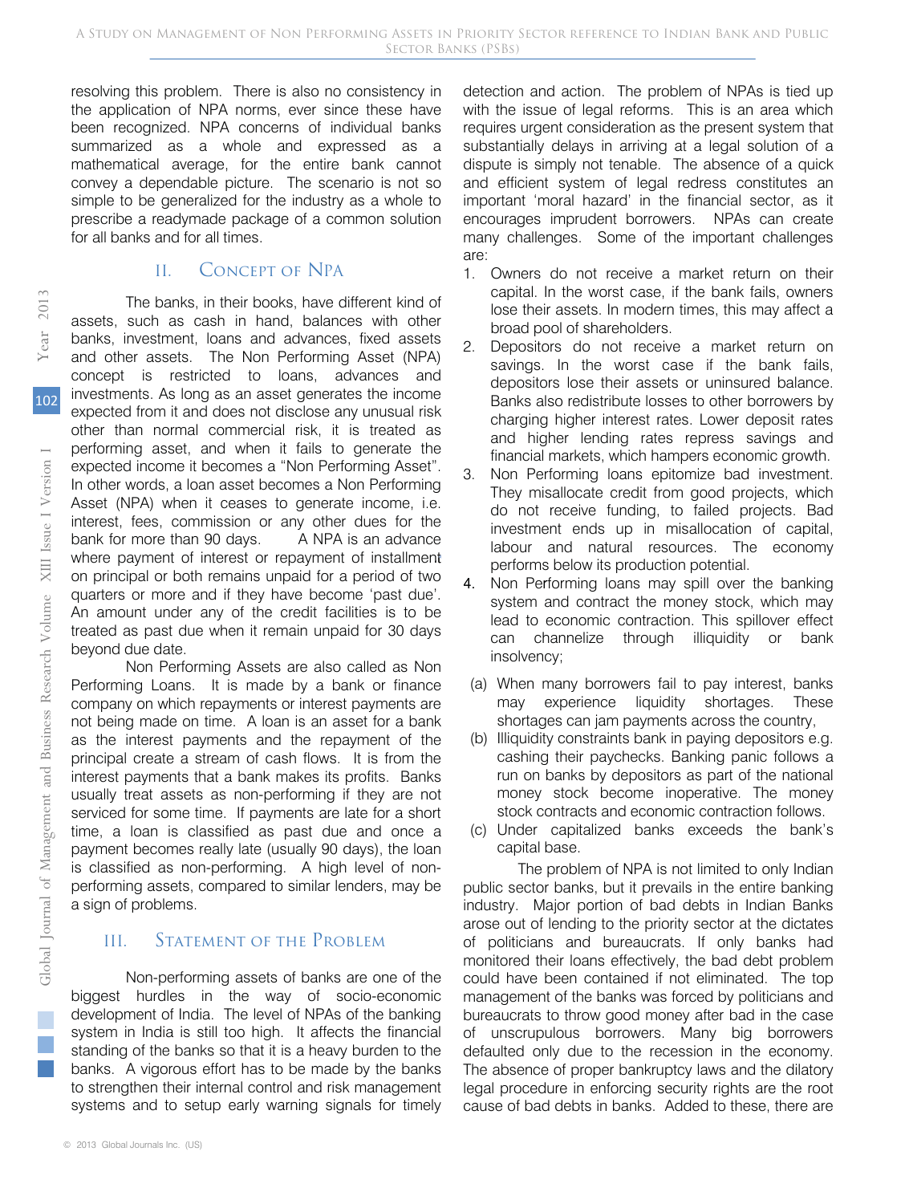resolving this problem. There is also no consistency in the application of NPA norms, ever since these have been recognized. NPA concerns of individual banks summarized as a whole and expressed as a mathematical average, for the entire bank cannot convey a dependable picture. The scenario is not so simple to be generalized for the industry as a whole to prescribe a readymade package of a common solution for all banks and for all times.

## II. Concept of NPA

The banks, in their books, have different kind of assets, such as cash in hand, balances with other banks, investment, loans and advances, fixed assets and other assets. The Non Performing Asset (NPA) concept is restricted to loans, advances and investments. As long as an asset generates the income expected from it and does not disclose any unusual risk other than normal commercial risk, it is treated as performing asset, and when it fails to generate the expected income it becomes a "Non Performing Asset". In other words, a loan asset becomes a Non Performing Asset (NPA) when it ceases to generate income, i.e. interest, fees, commission or any other dues for the bank for more than 90 days. A NPA is an advance where payment of interest or repayment of installment on principal or both remains unpaid for a period of two quarters or more and if they have become 'past due'. An amount under any of the credit facilities is to be treated as past due when it remain unpaid for 30 days beyond due date.

Non Performing Assets are also called as Non Performing Loans. It is made by a bank or finance company on which repayments or interest payments are not being made on time. A loan is an asset for a bank as the interest payments and the repayment of the principal create a stream of cash flows. It is from the interest payments that a bank makes its profits. Banks usually treat assets as non-performing if they are not serviced for some time. If payments are late for a short time, a loan is classified as past due and once a payment becomes really late (usually 90 days), the loan is classified as non-performing. A high level of non-performing assets, compared to similar lenders, may be a sign of problems.

## III. Statement of the Problem

Non-performing assets of banks are one of the biggest hurdles in the way of socio-economic development of India. The level of NPAs of the banking system in India is still too high. It affects the financial standing of the banks so that it is a heavy burden to the banks. A vigorous effort has to be made by the banks to strengthen their internal control and risk management systems and to setup early warning signals for timely detection and action. The problem of NPAs is tied up with the issue of legal reforms. This is an area which requires urgent consideration as the present system that substantially delays in arriving at a legal solution of a dispute is simply not tenable. The absence of a quick and efficient system of legal redress constitutes an important 'moral hazard' in the financial sector, as it encourages imprudent borrowers. NPAs can create many challenges. Some of the important challenges are:

1. Owners do not receive a market return on their capital. In the worst case, if the bank fails, owners lose their assets. In modern times, this may affect a broad pool of shareholders.
2. Depositors do not receive a market return on savings. In the worst case if the bank fails, depositors lose their assets or uninsured balance. Banks also redistribute losses to other borrowers by charging higher interest rates. Lower deposit rates and higher lending rates repress savings and financial markets, which hampers economic growth.
3. Non Performing loans epitomize bad investment. They misallocate credit from good projects, which do not receive funding, to failed projects. Bad investment ends up in misallocation of capital, labour and natural resources. The economy performs below its production potential.
4. Non Performing loans may spill over the banking system and contract the money stock, which may lead to economic contraction. This spillover effect can channelize through illiquidity or bank insolvency;

(a) When many borrowers fail to pay interest, banks may experience liquidity shortages. These shortages can jam payments across the country,

(b) Illiquidity constraints bank in paying depositors e.g. cashing their paychecks. Banking panic follows a run on banks by depositors as part of the national money stock become inoperative. The money stock contracts and economic contraction follows.

(c) Under capitalized banks exceeds the bank's capital base.

The problem of NPA is not limited to only Indian public sector banks, but it prevails in the entire banking industry. Major portion of bad debts in Indian Banks arose out of lending to the priority sector at the dictates of politicians and bureaucrats. If only banks had monitored their loans effectively, the bad debt problem could have been contained if not eliminated. The top management of the banks was forced by politicians and bureaucrats to throw good money after bad in the case of unscrupulous borrowers. Many big borrowers defaulted only due to the recession in the economy. The absence of proper bankruptcy laws and the dilatory legal procedure in enforcing security rights are the root cause of bad debts in banks. Added to these, there are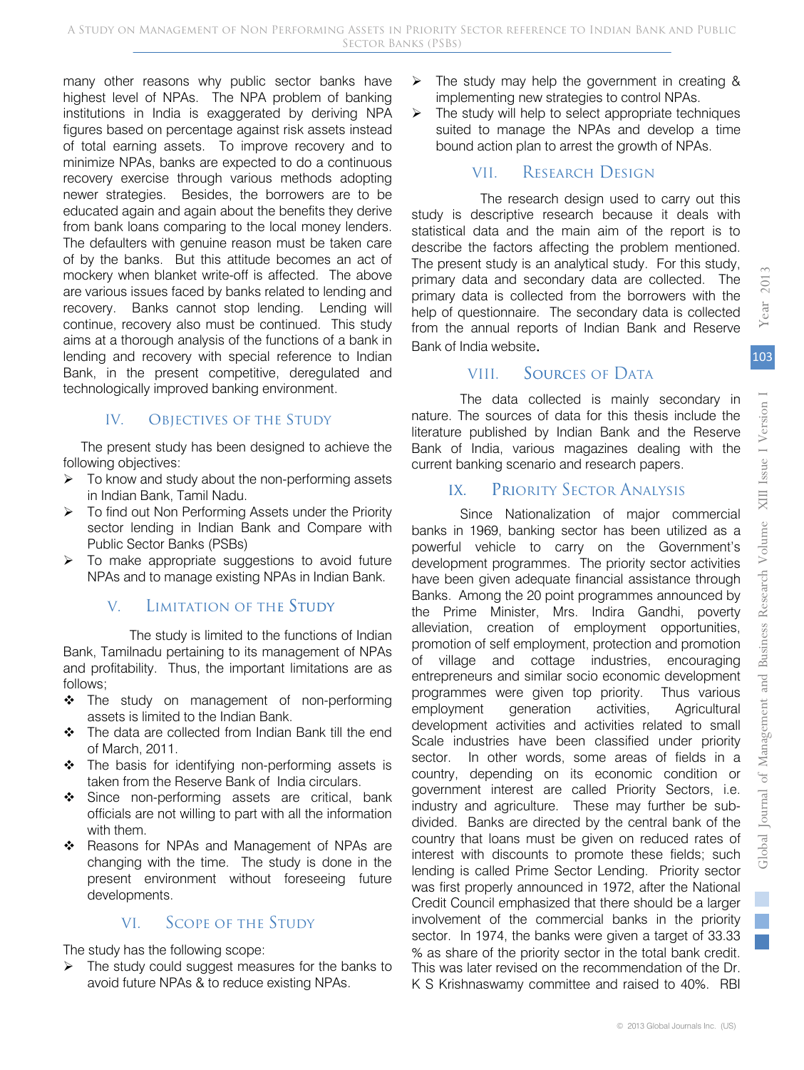many other reasons why public sector banks have highest level of NPAs. The NPA problem of banking institutions in India is exaggerated by deriving NPA figures based on percentage against risk assets instead of total earning assets. To improve recovery and to minimize NPAs, banks are expected to do a continuous recovery exercise through various methods adopting newer strategies. Besides, the borrowers are to be educated again and again about the benefits they derive from bank loans comparing to the local money lenders. The defaulters with genuine reason must be taken care of by the banks. But this attitude becomes an act of mockery when blanket write-off is affected. The above are various issues faced by banks related to lending and recovery. Banks cannot stop lending. Lending will continue, recovery also must be continued. This study aims at a thorough analysis of the functions of a bank in lending and recovery with special reference to Indian Bank, in the present competitive, deregulated and technologically improved banking environment.

## IV. Objectives of the Study

The present study has been designed to achieve the following objectives:

- To know and study about the non-performing assets in Indian Bank, Tamil Nadu.
- To find out Non Performing Assets under the Priority sector lending in Indian Bank and Compare with Public Sector Banks (PSBs)
- To make appropriate suggestions to avoid future NPAs and to manage existing NPAs in Indian Bank.

## V. Limitation of the Study

The study is limited to the functions of Indian Bank, Tamilnadu pertaining to its management of NPAs and profitability. Thus, the important limitations are as follows;

- The study on management of non-performing assets is limited to the Indian Bank.
- The data are collected from Indian Bank till the end of March, 2011.
- The basis for identifying non-performing assets is taken from the Reserve Bank of India circulars.
- Since non-performing assets are critical, bank officials are not willing to part with all the information with them.
- Reasons for NPAs and Management of NPAs are changing with the time. The study is done in the present environment without foreseeing future developments.

## VI. Scope of the Study

The study has the following scope:

- The study could suggest measures for the banks to avoid future NPAs & to reduce existing NPAs.
- The study may help the government in creating & implementing new strategies to control NPAs.
- The study will help to select appropriate techniques suited to manage the NPAs and develop a time bound action plan to arrest the growth of NPAs.

## VII. Research Design

The research design used to carry out this study is descriptive research because it deals with statistical data and the main aim of the report is to describe the factors affecting the problem mentioned. The present study is an analytical study. For this study, primary data and secondary data are collected. The primary data is collected from the borrowers with the help of questionnaire. The secondary data is collected from the annual reports of Indian Bank and Reserve Bank of India website.

## VIII. Sources of Data

The data collected is mainly secondary in nature. The sources of data for this thesis include the literature published by Indian Bank and the Reserve Bank of India, various magazines dealing with the current banking scenario and research papers.

## IX. Priority Sector Analysis

Since Nationalization of major commercial banks in 1969, banking sector has been utilized as a powerful vehicle to carry on the Government's development programmes. The priority sector activities have been given adequate financial assistance through Banks. Among the 20 point programmes announced by the Prime Minister, Mrs. Indira Gandhi, poverty alleviation, creation of employment opportunities, promotion of self employment, protection and promotion of village and cottage industries, encouraging entrepreneurs and similar socio economic development programmes were given top priority. Thus various employment generation activities, Agricultural development activities and activities related to small Scale industries have been classified under priority sector. In other words, some areas of fields in a country, depending on its economic condition or government interest are called Priority Sectors, i.e. industry and agriculture. These may further be sub-divided. Banks are directed by the central bank of the country that loans must be given on reduced rates of interest with discounts to promote these fields; such lending is called Prime Sector Lending. Priority sector was first properly announced in 1972, after the National Credit Council emphasized that there should be a larger involvement of the commercial banks in the priority sector. In 1974, the banks were given a target of 33.33 % as share of the priority sector in the total bank credit. This was later revised on the recommendation of the Dr. K S Krishnaswamy committee and raised to 40%. RBI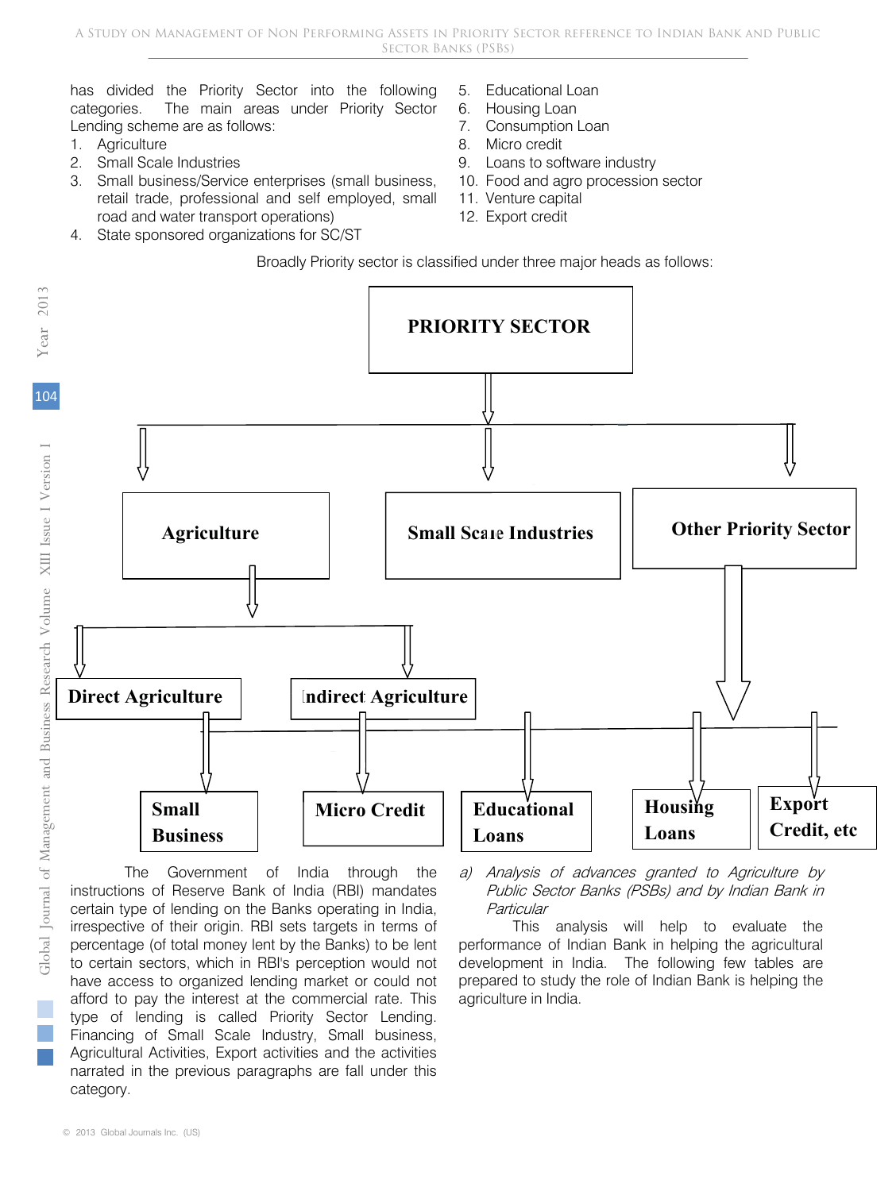has divided the Priority Sector into the following categories. The main areas under Priority Sector Lending scheme are as follows:

1. Agriculture
2. Small Scale Industries
3. Small business/Service enterprises (small business, retail trade, professional and self employed, small road and water transport operations)
4. State sponsored organizations for SC/ST
5. Educational Loan
6. Housing Loan
7. Consumption Loan
8. Micro credit
9. Loans to software industry
10. Food and agro procession sector
11. Venture capital
12. Export credit

Broadly Priority sector is classified under three major heads as follows:

**PRIORITY SECTOR**

- **Agriculture**
  - **Direct Agriculture**
  - **Indirect Agriculture**
- **Small Scale Industries**
- **Other Priority Sector**
  - **Small Business**
  - **Micro Credit**
  - **Educational Loans**
  - **Housing Loans**
  - **Export Credit, etc**

The Government of India through the instructions of Reserve Bank of India (RBI) mandates certain type of lending on the Banks operating in India, irrespective of their origin. RBI sets targets in terms of percentage (of total money lent by the Banks) to be lent to certain sectors, which in RBI's perception would not have access to organized lending market or could not afford to pay the interest at the commercial rate. This type of lending is called Priority Sector Lending. Financing of Small Scale Industry, Small business, Agricultural Activities, Export activities and the activities narrated in the previous paragraphs are fall under this category.

*a) Analysis of advances granted to Agriculture by Public Sector Banks (PSBs) and by Indian Bank in Particular*

This analysis will help to evaluate the performance of Indian Bank in helping the agricultural development in India. The following few tables are prepared to study the role of Indian Bank is helping the agriculture in India.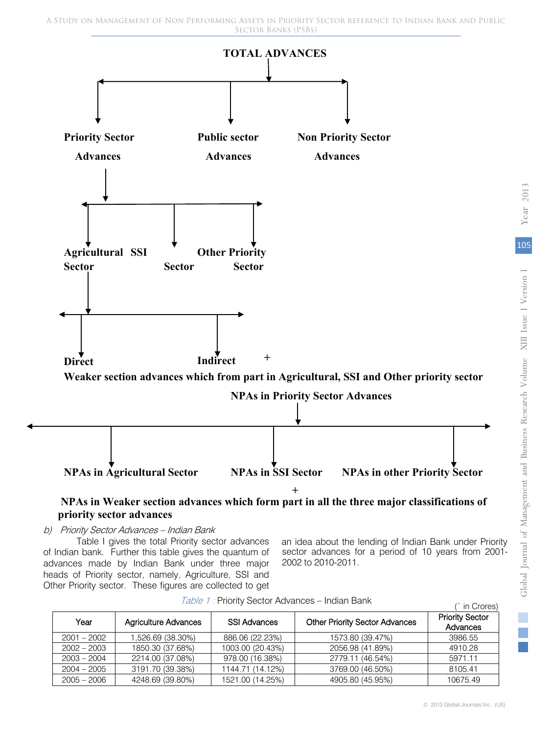**TOTAL ADVANCES**

**Priority Sector Advances** | **Public sector Advances** | **Non Priority Sector Advances**

**Priority Sector Advances** → **Agricultural Sector** | **SSI Sector** | **Other Priority Sector**

**Agricultural Sector** → **Direct** | **Indirect**

\+

**Weaker section advances which from part in Agricultural, SSI and Other priority sector**

**NPAs in Priority Sector Advances**

**NPAs in Agricultural Sector** | **NPAs in SSI Sector** | **NPAs in other Priority Sector**

\+

**NPAs in Weaker section advances which form part in all the three major classifications of priority sector advances**

*b) Priority Sector Advances – Indian Bank*

Table I gives the total Priority sector advances of Indian bank. Further this table gives the quantum of advances made by Indian Bank under three major heads of Priority sector, namely, Agriculture, SSI and Other Priority sector. These figures are collected to get an idea about the lending of Indian Bank under Priority sector advances for a period of 10 years from 2001-2002 to 2010-2011.

*Table 1 :* Priority Sector Advances – Indian Bank

(` in Crores)

| Year | Agriculture Advances | SSI Advances | Other Priority Sector Advances | Priority Sector Advances |
|---|---|---|---|---|
| 2001 – 2002 | 1,526.69 (38.30%) | 886.06 (22.23%) | 1573.80 (39.47%) | 3986.55 |
| 2002 – 2003 | 1850.30 (37.68%) | 1003.00 (20.43%) | 2056.98 (41.89%) | 4910.28 |
| 2003 – 2004 | 2214.00 (37.08%) | 978.00 (16.38%) | 2779.11 (46.54%) | 5971.11 |
| 2004 – 2005 | 3191.70 (39.38%) | 1144.71 (14.12%) | 3769.00 (46.50%) | 8105.41 |
| 2005 – 2006 | 4248.69 (39.80%) | 1521.00 (14.25%) | 4905.80 (45.95%) | 10675.49 |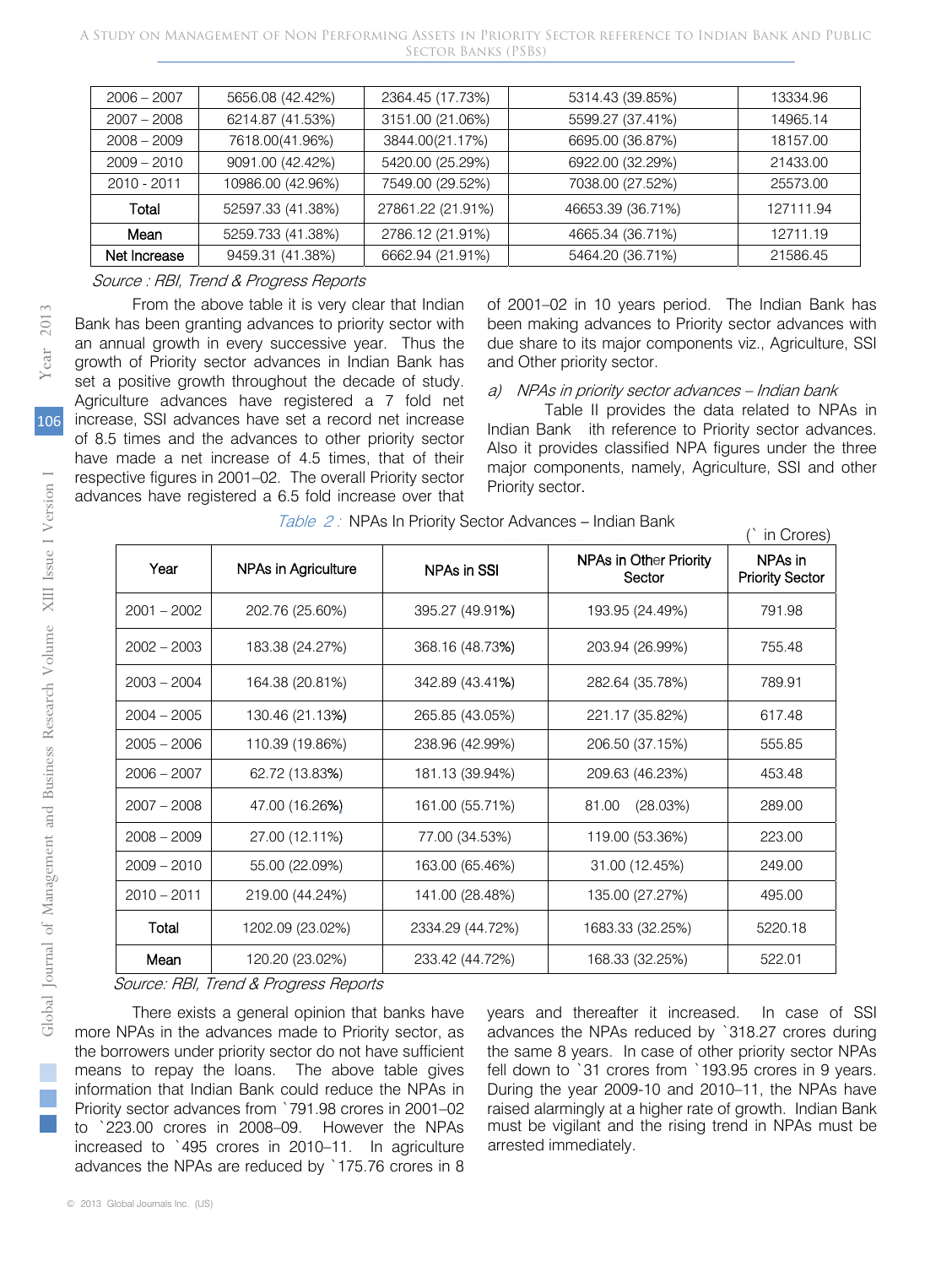| 2006 – 2007 | 5656.08 (42.42%) | 2364.45 (17.73%) | 5314.43 (39.85%) | 13334.96 |
|---|---|---|---|---|
| 2007 – 2008 | 6214.87 (41.53%) | 3151.00 (21.06%) | 5599.27 (37.41%) | 14965.14 |
| 2008 – 2009 | 7618.00(41.96%) | 3844.00(21.17%) | 6695.00 (36.87%) | 18157.00 |
| 2009 – 2010 | 9091.00 (42.42%) | 5420.00 (25.29%) | 6922.00 (32.29%) | 21433.00 |
| 2010 - 2011 | 10986.00 (42.96%) | 7549.00 (29.52%) | 7038.00 (27.52%) | 25573.00 |
| Total | 52597.33 (41.38%) | 27861.22 (21.91%) | 46653.39 (36.71%) | 127111.94 |
| Mean | 5259.733 (41.38%) | 2786.12 (21.91%) | 4665.34 (36.71%) | 12711.19 |
| Net Increase | 9459.31 (41.38%) | 6662.94 (21.91%) | 5464.20 (36.71%) | 21586.45 |

*Source : RBI, Trend & Progress Reports*

From the above table it is very clear that Indian Bank has been granting advances to priority sector with an annual growth in every successive year. Thus the growth of Priority sector advances in Indian Bank has set a positive growth throughout the decade of study. Agriculture advances have registered a 7 fold net increase, SSI advances have set a record net increase of 8.5 times and the advances to other priority sector have made a net increase of 4.5 times, that of their respective figures in 2001–02. The overall Priority sector advances have registered a 6.5 fold increase over that of 2001–02 in 10 years period. The Indian Bank has been making advances to Priority sector advances with due share to its major components viz., Agriculture, SSI and Other priority sector.

*a) NPAs in priority sector advances – Indian bank*

Table II provides the data related to NPAs in Indian Bank ith reference to Priority sector advances. Also it provides classified NPA figures under the three major components, namely, Agriculture, SSI and other Priority sector.

*Table 2 :* NPAs In Priority Sector Advances – Indian Bank

(` in Crores)

| Year | NPAs in Agriculture | NPAs in SSI | NPAs in Other Priority Sector | NPAs in Priority Sector |
|---|---|---|---|---|
| 2001 – 2002 | 202.76 (25.60%) | 395.27 (49.91%) | 193.95 (24.49%) | 791.98 |
| 2002 – 2003 | 183.38 (24.27%) | 368.16 (48.73%) | 203.94 (26.99%) | 755.48 |
| 2003 – 2004 | 164.38 (20.81%) | 342.89 (43.41%) | 282.64 (35.78%) | 789.91 |
| 2004 – 2005 | 130.46 (21.13%) | 265.85 (43.05%) | 221.17 (35.82%) | 617.48 |
| 2005 – 2006 | 110.39 (19.86%) | 238.96 (42.99%) | 206.50 (37.15%) | 555.85 |
| 2006 – 2007 | 62.72 (13.83%) | 181.13 (39.94%) | 209.63 (46.23%) | 453.48 |
| 2007 – 2008 | 47.00 (16.26%) | 161.00 (55.71%) | 81.00 (28.03%) | 289.00 |
| 2008 – 2009 | 27.00 (12.11%) | 77.00 (34.53%) | 119.00 (53.36%) | 223.00 |
| 2009 – 2010 | 55.00 (22.09%) | 163.00 (65.46%) | 31.00 (12.45%) | 249.00 |
| 2010 – 2011 | 219.00 (44.24%) | 141.00 (28.48%) | 135.00 (27.27%) | 495.00 |
| Total | 1202.09 (23.02%) | 2334.29 (44.72%) | 1683.33 (32.25%) | 5220.18 |
| Mean | 120.20 (23.02%) | 233.42 (44.72%) | 168.33 (32.25%) | 522.01 |

*Source: RBI, Trend & Progress Reports*

There exists a general opinion that banks have more NPAs in the advances made to Priority sector, as the borrowers under priority sector do not have sufficient means to repay the loans. The above table gives information that Indian Bank could reduce the NPAs in Priority sector advances from `791.98 crores in 2001–02 to `223.00 crores in 2008–09. However the NPAs increased to `495 crores in 2010–11. In agriculture advances the NPAs are reduced by `175.76 crores in 8 years and thereafter it increased. In case of SSI advances the NPAs reduced by `318.27 crores during the same 8 years. In case of other priority sector NPAs fell down to `31 crores from `193.95 crores in 9 years. During the year 2009-10 and 2010–11, the NPAs have raised alarmingly at a higher rate of growth. Indian Bank must be vigilant and the rising trend in NPAs must be arrested immediately.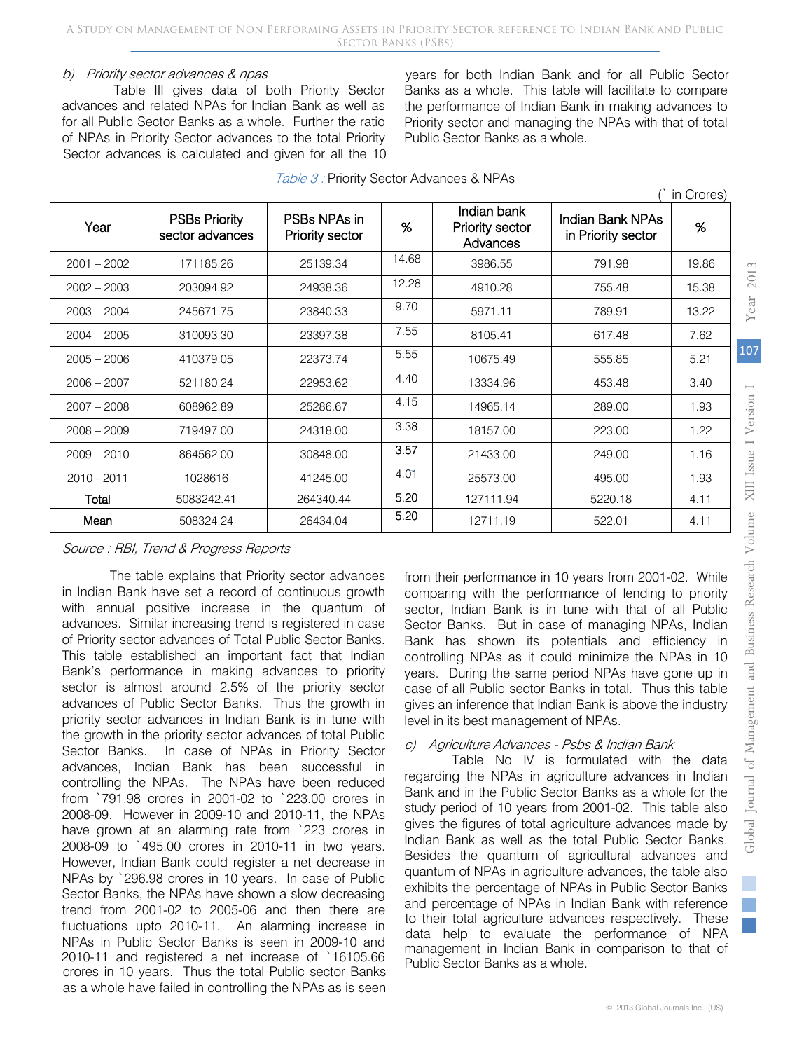### b) *Priority sector advances & npas*

Table III gives data of both Priority Sector advances and related NPAs for Indian Bank as well as for all Public Sector Banks as a whole. Further the ratio of NPAs in Priority Sector advances to the total Priority Sector advances is calculated and given for all the 10 years for both Indian Bank and for all Public Sector Banks as a whole. This table will facilitate to compare the performance of Indian Bank in making advances to Priority sector and managing the NPAs with that of total Public Sector Banks as a whole.

*Table 3 :* Priority Sector Advances & NPAs

(` in Crores)

| Year | PSBs Priority sector advances | PSBs NPAs in Priority sector | % | Indian bank Priority sector Advances | Indian Bank NPAs in Priority sector | % |
|---|---|---|---|---|---|---|
| 2001 – 2002 | 171185.26 | 25139.34 | 14.68 | 3986.55 | 791.98 | 19.86 |
| 2002 – 2003 | 203094.92 | 24938.36 | 12.28 | 4910.28 | 755.48 | 15.38 |
| 2003 – 2004 | 245671.75 | 23840.33 | 9.70 | 5971.11 | 789.91 | 13.22 |
| 2004 – 2005 | 310093.30 | 23397.38 | 7.55 | 8105.41 | 617.48 | 7.62 |
| 2005 – 2006 | 410379.05 | 22373.74 | 5.55 | 10675.49 | 555.85 | 5.21 |
| 2006 – 2007 | 521180.24 | 22953.62 | 4.40 | 13334.96 | 453.48 | 3.40 |
| 2007 – 2008 | 608962.89 | 25286.67 | 4.15 | 14965.14 | 289.00 | 1.93 |
| 2008 – 2009 | 719497.00 | 24318.00 | 3.38 | 18157.00 | 223.00 | 1.22 |
| 2009 – 2010 | 864562.00 | 30848.00 | 3.57 | 21433.00 | 249.00 | 1.16 |
| 2010 - 2011 | 1028616 | 41245.00 | 4.01 | 25573.00 | 495.00 | 1.93 |
| Total | 5083242.41 | 264340.44 | 5.20 | 127111.94 | 5220.18 | 4.11 |
| Mean | 508324.24 | 26434.04 | 5.20 | 12711.19 | 522.01 | 4.11 |

*Source : RBI, Trend & Progress Reports*

The table explains that Priority sector advances in Indian Bank have set a record of continuous growth with annual positive increase in the quantum of advances. Similar increasing trend is registered in case of Priority sector advances of Total Public Sector Banks. This table established an important fact that Indian Bank's performance in making advances to priority sector is almost around 2.5% of the priority sector advances of Public Sector Banks. Thus the growth in priority sector advances in Indian Bank is in tune with the growth in the priority sector advances of total Public Sector Banks. In case of NPAs in Priority Sector advances, Indian Bank has been successful in controlling the NPAs. The NPAs have been reduced from `791.98 crores in 2001-02 to `223.00 crores in 2008-09. However in 2009-10 and 2010-11, the NPAs have grown at an alarming rate from `223 crores in 2008-09 to `495.00 crores in 2010-11 in two years. However, Indian Bank could register a net decrease in NPAs by `296.98 crores in 10 years. In case of Public Sector Banks, the NPAs have shown a slow decreasing trend from 2001-02 to 2005-06 and then there are fluctuations upto 2010-11. An alarming increase in NPAs in Public Sector Banks is seen in 2009-10 and 2010-11 and registered a net increase of `16105.66 crores in 10 years. Thus the total Public sector Banks as a whole have failed in controlling the NPAs as is seen from their performance in 10 years from 2001-02. While comparing with the performance of lending to priority sector, Indian Bank is in tune with that of all Public Sector Banks. But in case of managing NPAs, Indian Bank has shown its potentials and efficiency in controlling NPAs as it could minimize the NPAs in 10 years. During the same period NPAs have gone up in case of all Public sector Banks in total. Thus this table gives an inference that Indian Bank is above the industry level in its best management of NPAs.

### c) *Agriculture Advances - Psbs & Indian Bank*

Table No IV is formulated with the data regarding the NPAs in agriculture advances in Indian Bank and in the Public Sector Banks as a whole for the study period of 10 years from 2001-02. This table also gives the figures of total agriculture advances made by Indian Bank as well as the total Public Sector Banks. Besides the quantum of agricultural advances and quantum of NPAs in agriculture advances, the table also exhibits the percentage of NPAs in Public Sector Banks and percentage of NPAs in Indian Bank with reference to their total agriculture advances respectively. These data help to evaluate the performance of NPA management in Indian Bank in comparison to that of Public Sector Banks as a whole.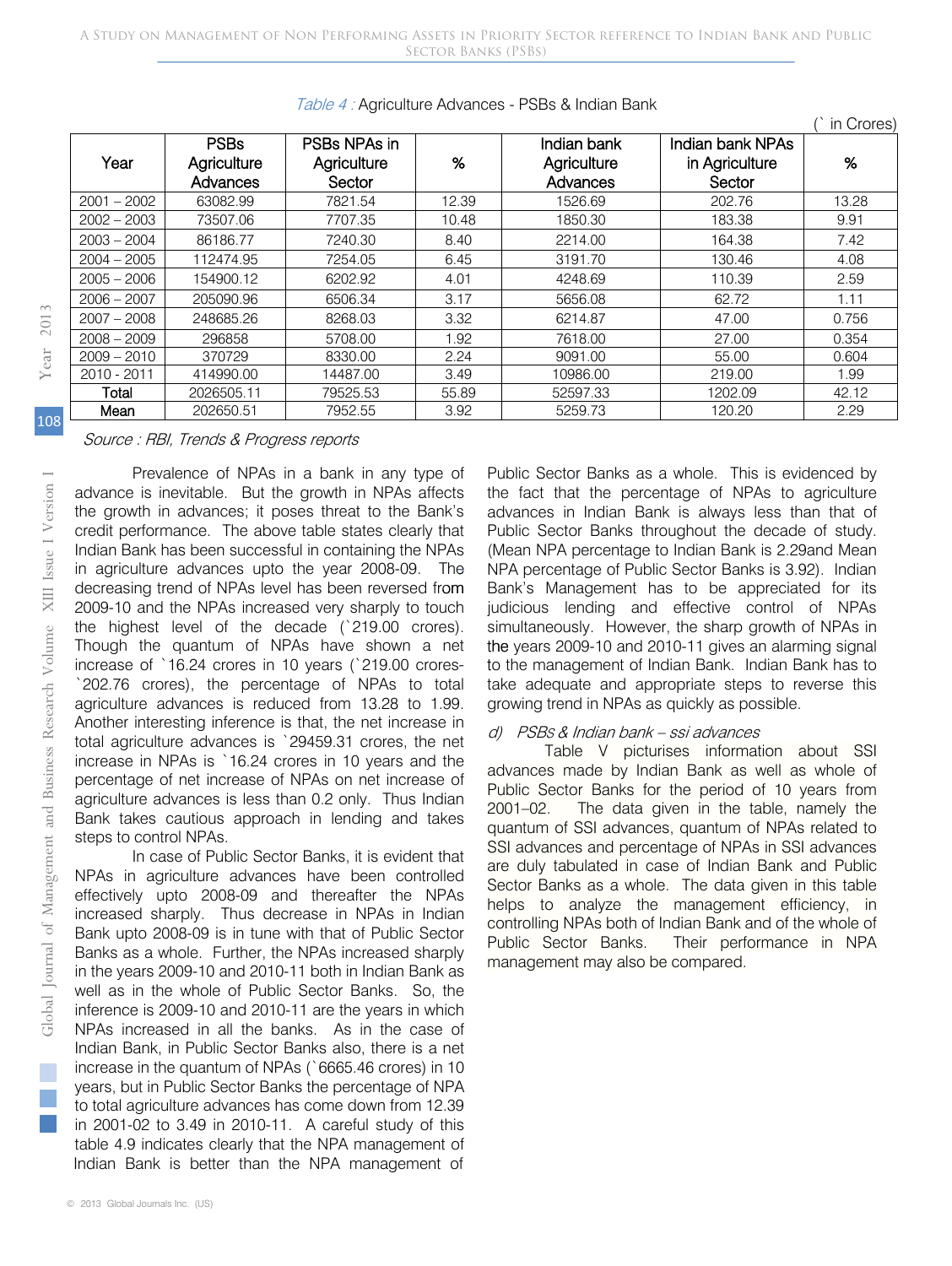*Table 4 :* Agriculture Advances - PSBs & Indian Bank

(` in Crores)

| Year | PSBs Agriculture Advances | PSBs NPAs in Agriculture Sector | % | Indian bank Agriculture Advances | Indian bank NPAs in Agriculture Sector | % |
|---|---|---|---|---|---|---|
| 2001 – 2002 | 63082.99 | 7821.54 | 12.39 | 1526.69 | 202.76 | 13.28 |
| 2002 – 2003 | 73507.06 | 7707.35 | 10.48 | 1850.30 | 183.38 | 9.91 |
| 2003 – 2004 | 86186.77 | 7240.30 | 8.40 | 2214.00 | 164.38 | 7.42 |
| 2004 – 2005 | 112474.95 | 7254.05 | 6.45 | 3191.70 | 130.46 | 4.08 |
| 2005 – 2006 | 154900.12 | 6202.92 | 4.01 | 4248.69 | 110.39 | 2.59 |
| 2006 – 2007 | 205090.96 | 6506.34 | 3.17 | 5656.08 | 62.72 | 1.11 |
| 2007 – 2008 | 248685.26 | 8268.03 | 3.32 | 6214.87 | 47.00 | 0.756 |
| 2008 – 2009 | 296858 | 5708.00 | 1.92 | 7618.00 | 27.00 | 0.354 |
| 2009 – 2010 | 370729 | 8330.00 | 2.24 | 9091.00 | 55.00 | 0.604 |
| 2010 - 2011 | 414990.00 | 14487.00 | 3.49 | 10986.00 | 219.00 | 1.99 |
| Total | 2026505.11 | 79525.53 | 55.89 | 52597.33 | 1202.09 | 42.12 |
| Mean | 202650.51 | 7952.55 | 3.92 | 5259.73 | 120.20 | 2.29 |

*Source : RBI, Trends & Progress reports*

Prevalence of NPAs in a bank in any type of advance is inevitable. But the growth in NPAs affects the growth in advances; it poses threat to the Bank's credit performance. The above table states clearly that Indian Bank has been successful in containing the NPAs in agriculture advances upto the year 2008-09. The decreasing trend of NPAs level has been reversed from 2009-10 and the NPAs increased very sharply to touch the highest level of the decade (`219.00 crores). Though the quantum of NPAs have shown a net increase of `16.24 crores in 10 years (`219.00 crores- `202.76 crores), the percentage of NPAs to total agriculture advances is reduced from 13.28 to 1.99. Another interesting inference is that, the net increase in total agriculture advances is `29459.31 crores, the net increase in NPAs is `16.24 crores in 10 years and the percentage of net increase of NPAs on net increase of agriculture advances is less than 0.2 only. Thus Indian Bank takes cautious approach in lending and takes steps to control NPAs.

In case of Public Sector Banks, it is evident that NPAs in agriculture advances have been controlled effectively upto 2008-09 and thereafter the NPAs increased sharply. Thus decrease in NPAs in Indian Bank upto 2008-09 is in tune with that of Public Sector Banks as a whole. Further, the NPAs increased sharply in the years 2009-10 and 2010-11 both in Indian Bank as well as in the whole of Public Sector Banks. So, the inference is 2009-10 and 2010-11 are the years in which NPAs increased in all the banks. As in the case of Indian Bank, in Public Sector Banks also, there is a net increase in the quantum of NPAs (`6665.46 crores) in 10 years, but in Public Sector Banks the percentage of NPA to total agriculture advances has come down from 12.39 in 2001-02 to 3.49 in 2010-11. A careful study of this table 4.9 indicates clearly that the NPA management of Indian Bank is better than the NPA management of Public Sector Banks as a whole. This is evidenced by the fact that the percentage of NPAs to agriculture advances in Indian Bank is always less than that of Public Sector Banks throughout the decade of study. (Mean NPA percentage to Indian Bank is 2.29and Mean NPA percentage of Public Sector Banks is 3.92). Indian Bank's Management has to be appreciated for its judicious lending and effective control of NPAs simultaneously. However, the sharp growth of NPAs in the years 2009-10 and 2010-11 gives an alarming signal to the management of Indian Bank. Indian Bank has to take adequate and appropriate steps to reverse this growing trend in NPAs as quickly as possible.

*d) PSBs & Indian bank – ssi advances*

Table V picturises information about SSI advances made by Indian Bank as well as whole of Public Sector Banks for the period of 10 years from 2001–02. The data given in the table, namely the quantum of SSI advances, quantum of NPAs related to SSI advances and percentage of NPAs in SSI advances are duly tabulated in case of Indian Bank and Public Sector Banks as a whole. The data given in this table helps to analyze the management efficiency, in controlling NPAs both of Indian Bank and of the whole of Public Sector Banks. Their performance in NPA management may also be compared.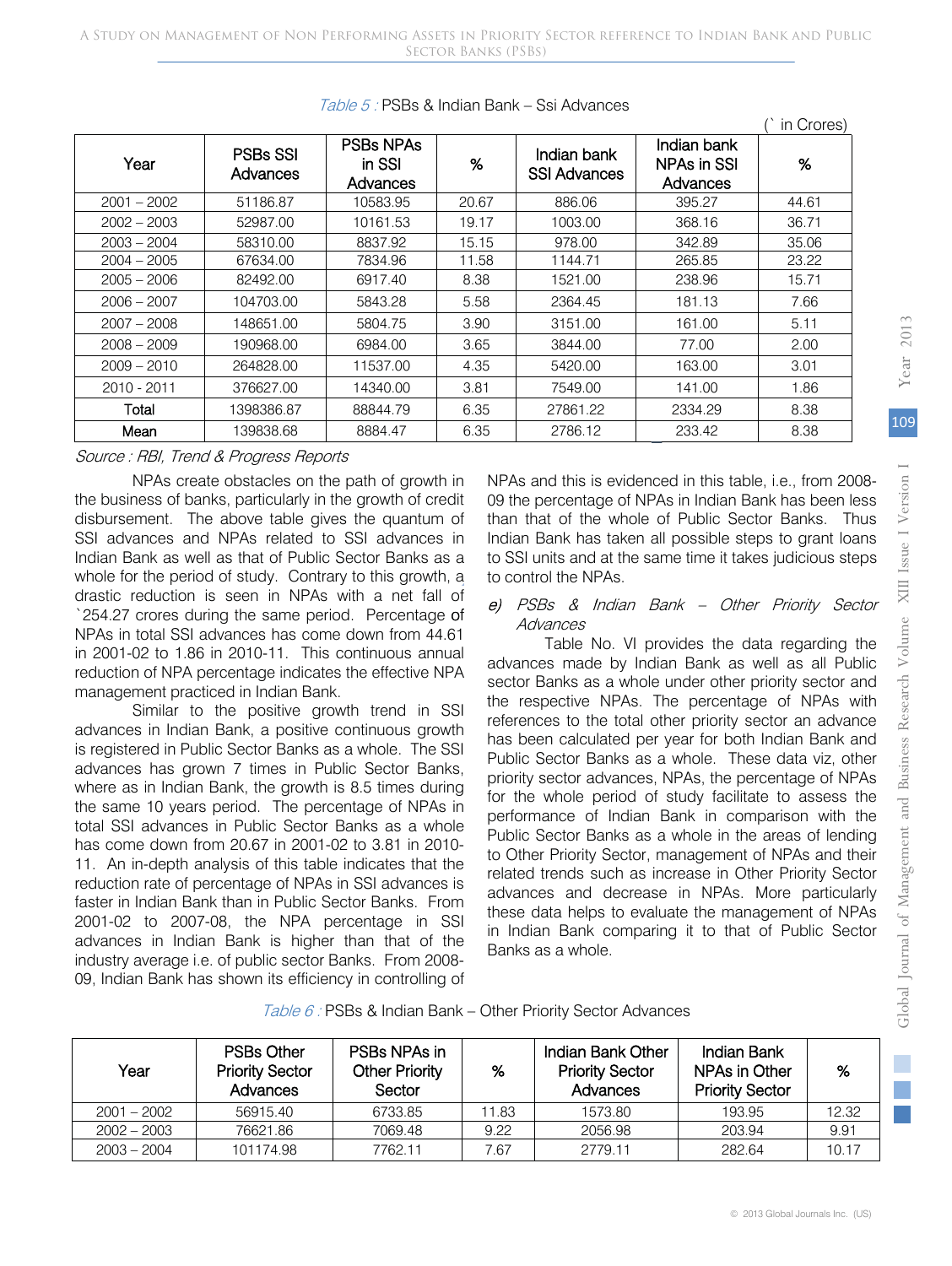*Table 5 :* PSBs & Indian Bank – Ssi Advances

(` in Crores)

| Year | PSBs SSI Advances | PSBs NPAs in SSI Advances | % | Indian bank SSI Advances | Indian bank NPAs in SSI Advances | % |
|---|---|---|---|---|---|---|
| 2001 – 2002 | 51186.87 | 10583.95 | 20.67 | 886.06 | 395.27 | 44.61 |
| 2002 – 2003 | 52987.00 | 10161.53 | 19.17 | 1003.00 | 368.16 | 36.71 |
| 2003 – 2004 | 58310.00 | 8837.92 | 15.15 | 978.00 | 342.89 | 35.06 |
| 2004 – 2005 | 67634.00 | 7834.96 | 11.58 | 1144.71 | 265.85 | 23.22 |
| 2005 – 2006 | 82492.00 | 6917.40 | 8.38 | 1521.00 | 238.96 | 15.71 |
| 2006 – 2007 | 104703.00 | 5843.28 | 5.58 | 2364.45 | 181.13 | 7.66 |
| 2007 – 2008 | 148651.00 | 5804.75 | 3.90 | 3151.00 | 161.00 | 5.11 |
| 2008 – 2009 | 190968.00 | 6984.00 | 3.65 | 3844.00 | 77.00 | 2.00 |
| 2009 – 2010 | 264828.00 | 11537.00 | 4.35 | 5420.00 | 163.00 | 3.01 |
| 2010 - 2011 | 376627.00 | 14340.00 | 3.81 | 7549.00 | 141.00 | 1.86 |
| Total | 1398386.87 | 88844.79 | 6.35 | 27861.22 | 2334.29 | 8.38 |
| Mean | 139838.68 | 8884.47 | 6.35 | 2786.12 | 233.42 | 8.38 |

*Source : RBI, Trend & Progress Reports*

NPAs create obstacles on the path of growth in the business of banks, particularly in the growth of credit disbursement. The above table gives the quantum of SSI advances and NPAs related to SSI advances in Indian Bank as well as that of Public Sector Banks as a whole for the period of study. Contrary to this growth, a drastic reduction is seen in NPAs with a net fall of `254.27 crores during the same period. Percentage of NPAs in total SSI advances has come down from 44.61 in 2001-02 to 1.86 in 2010-11. This continuous annual reduction of NPA percentage indicates the effective NPA management practiced in Indian Bank.

Similar to the positive growth trend in SSI advances in Indian Bank, a positive continuous growth is registered in Public Sector Banks as a whole. The SSI advances has grown 7 times in Public Sector Banks, where as in Indian Bank, the growth is 8.5 times during the same 10 years period. The percentage of NPAs in total SSI advances in Public Sector Banks as a whole has come down from 20.67 in 2001-02 to 3.81 in 2010-11. An in-depth analysis of this table indicates that the reduction rate of percentage of NPAs in SSI advances is faster in Indian Bank than in Public Sector Banks. From 2001-02 to 2007-08, the NPA percentage in SSI advances in Indian Bank is higher than that of the industry average i.e. of public sector Banks. From 2008-09, Indian Bank has shown its efficiency in controlling of NPAs and this is evidenced in this table, i.e., from 2008-09 the percentage of NPAs in Indian Bank has been less than that of the whole of Public Sector Banks. Thus Indian Bank has taken all possible steps to grant loans to SSI units and at the same time it takes judicious steps to control the NPAs.

*e) PSBs & Indian Bank – Other Priority Sector Advances*

Table No. VI provides the data regarding the advances made by Indian Bank as well as all Public sector Banks as a whole under other priority sector and the respective NPAs. The percentage of NPAs with references to the total other priority sector an advance has been calculated per year for both Indian Bank and Public Sector Banks as a whole. These data viz, other priority sector advances, NPAs, the percentage of NPAs for the whole period of study facilitate to assess the performance of Indian Bank in comparison with the Public Sector Banks as a whole in the areas of lending to Other Priority Sector, management of NPAs and their related trends such as increase in Other Priority Sector advances and decrease in NPAs. More particularly these data helps to evaluate the management of NPAs in Indian Bank comparing it to that of Public Sector Banks as a whole.

*Table 6 :* PSBs & Indian Bank – Other Priority Sector Advances

| Year | PSBs Other Priority Sector Advances | PSBs NPAs in Other Priority Sector | % | Indian Bank Other Priority Sector Advances | Indian Bank NPAs in Other Priority Sector | % |
|---|---|---|---|---|---|---|
| 2001 – 2002 | 56915.40 | 6733.85 | 11.83 | 1573.80 | 193.95 | 12.32 |
| 2002 – 2003 | 76621.86 | 7069.48 | 9.22 | 2056.98 | 203.94 | 9.91 |
| 2003 – 2004 | 101174.98 | 7762.11 | 7.67 | 2779.11 | 282.64 | 10.17 |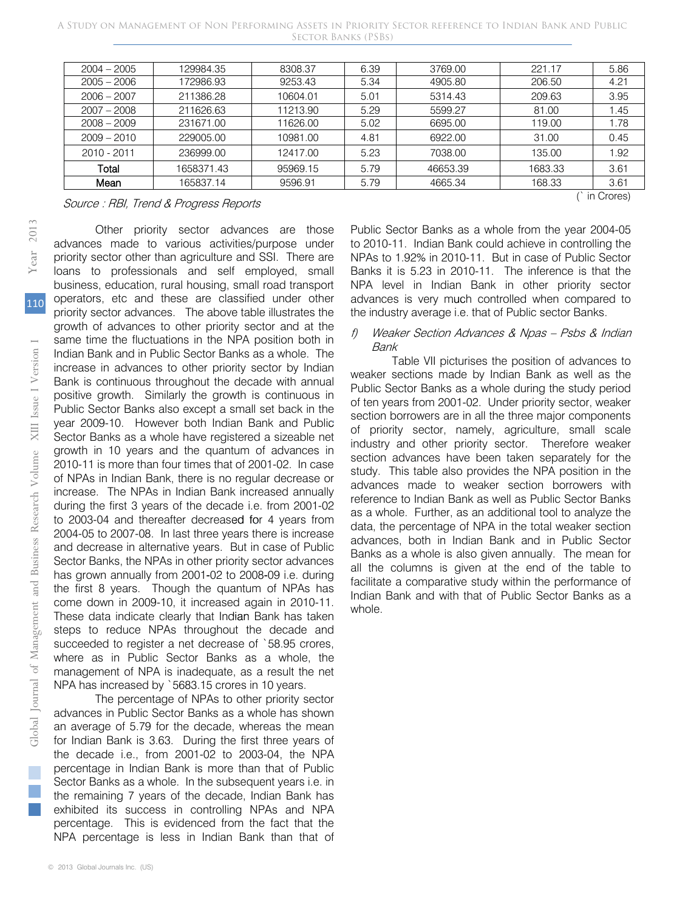| 2004 – 2005 | 129984.35 | 8308.37 | 6.39 | 3769.00 | 221.17 | 5.86 |
|---|---|---|---|---|---|---|
| 2005 – 2006 | 172986.93 | 9253.43 | 5.34 | 4905.80 | 206.50 | 4.21 |
| 2006 – 2007 | 211386.28 | 10604.01 | 5.01 | 5314.43 | 209.63 | 3.95 |
| 2007 – 2008 | 211626.63 | 11213.90 | 5.29 | 5599.27 | 81.00 | 1.45 |
| 2008 – 2009 | 231671.00 | 11626.00 | 5.02 | 6695.00 | 119.00 | 1.78 |
| 2009 – 2010 | 229005.00 | 10981.00 | 4.81 | 6922.00 | 31.00 | 0.45 |
| 2010 - 2011 | 236999.00 | 12417.00 | 5.23 | 7038.00 | 135.00 | 1.92 |
| Total | 1658371.43 | 95969.15 | 5.79 | 46653.39 | 1683.33 | 3.61 |
| Mean | 165837.14 | 9596.91 | 5.79 | 4665.34 | 168.33 | 3.61 |

(` in Crores)

*Source : RBI, Trend & Progress Reports*

Other priority sector advances are those advances made to various activities/purpose under priority sector other than agriculture and SSI. There are loans to professionals and self employed, small business, education, rural housing, small road transport operators, etc and these are classified under other priority sector advances. The above table illustrates the growth of advances to other priority sector and at the same time the fluctuations in the NPA position both in Indian Bank and in Public Sector Banks as a whole. The increase in advances to other priority sector by Indian Bank is continuous throughout the decade with annual positive growth. Similarly the growth is continuous in Public Sector Banks also except a small set back in the year 2009-10. However both Indian Bank and Public Sector Banks as a whole have registered a sizeable net growth in 10 years and the quantum of advances in 2010-11 is more than four times that of 2001-02. In case of NPAs in Indian Bank, there is no regular decrease or increase. The NPAs in Indian Bank increased annually during the first 3 years of the decade i.e. from 2001-02 to 2003-04 and thereafter decreased for 4 years from 2004-05 to 2007-08. In last three years there is increase and decrease in alternative years. But in case of Public Sector Banks, the NPAs in other priority sector advances has grown annually from 2001-02 to 2008-09 i.e. during the first 8 years. Though the quantum of NPAs has come down in 2009-10, it increased again in 2010-11. These data indicate clearly that Indian Bank has taken steps to reduce NPAs throughout the decade and succeeded to register a net decrease of `58.95 crores, where as in Public Sector Banks as a whole, the management of NPA is inadequate, as a result the net NPA has increased by `5683.15 crores in 10 years.

The percentage of NPAs to other priority sector advances in Public Sector Banks as a whole has shown an average of 5.79 for the decade, whereas the mean for Indian Bank is 3.63. During the first three years of the decade i.e., from 2001-02 to 2003-04, the NPA percentage in Indian Bank is more than that of Public Sector Banks as a whole. In the subsequent years i.e. in the remaining 7 years of the decade, Indian Bank has exhibited its success in controlling NPAs and NPA percentage. This is evidenced from the fact that the NPA percentage is less in Indian Bank than that of Public Sector Banks as a whole from the year 2004-05 to 2010-11. Indian Bank could achieve in controlling the NPAs to 1.92% in 2010-11. But in case of Public Sector Banks it is 5.23 in 2010-11. The inference is that the NPA level in Indian Bank in other priority sector advances is very much controlled when compared to the industry average i.e. that of Public sector Banks.

*f) Weaker Section Advances & Npas – Psbs & Indian Bank*

Table VII picturises the position of advances to weaker sections made by Indian Bank as well as the Public Sector Banks as a whole during the study period of ten years from 2001-02. Under priority sector, weaker section borrowers are in all the three major components of priority sector, namely, agriculture, small scale industry and other priority sector. Therefore weaker section advances have been taken separately for the study. This table also provides the NPA position in the advances made to weaker section borrowers with reference to Indian Bank as well as Public Sector Banks as a whole. Further, as an additional tool to analyze the data, the percentage of NPA in the total weaker section advances, both in Indian Bank and in Public Sector Banks as a whole is also given annually. The mean for all the columns is given at the end of the table to facilitate a comparative study within the performance of Indian Bank and with that of Public Sector Banks as a whole.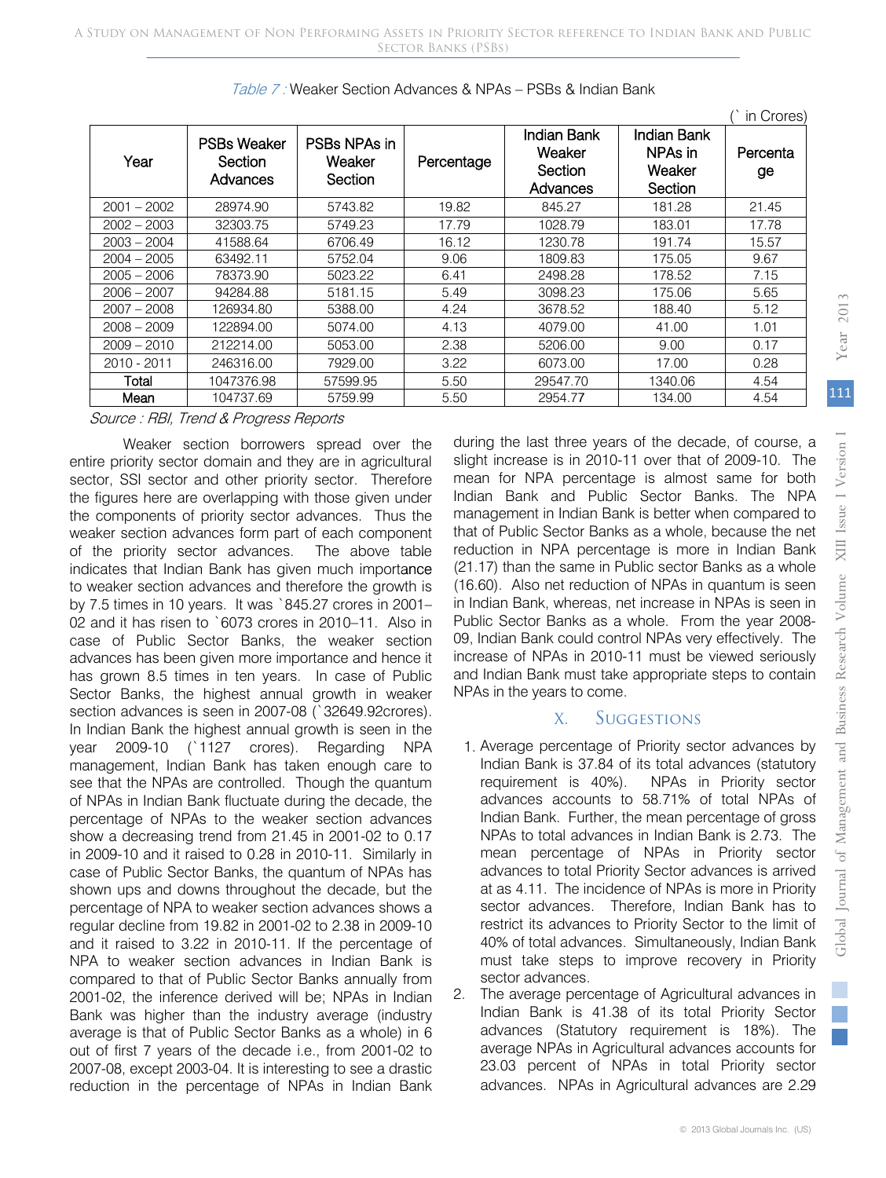*Table 7 :* Weaker Section Advances & NPAs – PSBs & Indian Bank

(` in Crores)

| Year | PSBs Weaker Section Advances | PSBs NPAs in Weaker Section | Percentage | Indian Bank Weaker Section Advances | Indian Bank NPAs in Weaker Section | Percentage |
|---|---|---|---|---|---|---|
| 2001 – 2002 | 28974.90 | 5743.82 | 19.82 | 845.27 | 181.28 | 21.45 |
| 2002 – 2003 | 32303.75 | 5749.23 | 17.79 | 1028.79 | 183.01 | 17.78 |
| 2003 – 2004 | 41588.64 | 6706.49 | 16.12 | 1230.78 | 191.74 | 15.57 |
| 2004 – 2005 | 63492.11 | 5752.04 | 9.06 | 1809.83 | 175.05 | 9.67 |
| 2005 – 2006 | 78373.90 | 5023.22 | 6.41 | 2498.28 | 178.52 | 7.15 |
| 2006 – 2007 | 94284.88 | 5181.15 | 5.49 | 3098.23 | 175.06 | 5.65 |
| 2007 – 2008 | 126934.80 | 5388.00 | 4.24 | 3678.52 | 188.40 | 5.12 |
| 2008 – 2009 | 122894.00 | 5074.00 | 4.13 | 4079.00 | 41.00 | 1.01 |
| 2009 – 2010 | 212214.00 | 5053.00 | 2.38 | 5206.00 | 9.00 | 0.17 |
| 2010 - 2011 | 246316.00 | 7929.00 | 3.22 | 6073.00 | 17.00 | 0.28 |
| Total | 1047376.98 | 57599.95 | 5.50 | 29547.70 | 1340.06 | 4.54 |
| Mean | 104737.69 | 5759.99 | 5.50 | 2954.77 | 134.00 | 4.54 |

*Source : RBI, Trend & Progress Reports*

Weaker section borrowers spread over the entire priority sector domain and they are in agricultural sector, SSI sector and other priority sector. Therefore the figures here are overlapping with those given under the components of priority sector advances. Thus the weaker section advances form part of each component of the priority sector advances. The above table indicates that Indian Bank has given much importance to weaker section advances and therefore the growth is by 7.5 times in 10 years. It was `845.27 crores in 2001–02 and it has risen to `6073 crores in 2010–11. Also in case of Public Sector Banks, the weaker section advances has been given more importance and hence it has grown 8.5 times in ten years. In case of Public Sector Banks, the highest annual growth in weaker section advances is seen in 2007-08 (`32649.92crores). In Indian Bank the highest annual growth is seen in the year 2009-10 (`1127 crores). Regarding NPA management, Indian Bank has taken enough care to see that the NPAs are controlled. Though the quantum of NPAs in Indian Bank fluctuate during the decade, the percentage of NPAs to the weaker section advances show a decreasing trend from 21.45 in 2001-02 to 0.17 in 2009-10 and it raised to 0.28 in 2010-11. Similarly in case of Public Sector Banks, the quantum of NPAs has shown ups and downs throughout the decade, but the percentage of NPA to weaker section advances shows a regular decline from 19.82 in 2001-02 to 2.38 in 2009-10 and it raised to 3.22 in 2010-11. If the percentage of NPA to weaker section advances in Indian Bank is compared to that of Public Sector Banks annually from 2001-02, the inference derived will be; NPAs in Indian Bank was higher than the industry average (industry average is that of Public Sector Banks as a whole) in 6 out of first 7 years of the decade i.e., from 2001-02 to 2007-08, except 2003-04. It is interesting to see a drastic reduction in the percentage of NPAs in Indian Bank during the last three years of the decade, of course, a slight increase is in 2010-11 over that of 2009-10. The mean for NPA percentage is almost same for both Indian Bank and Public Sector Banks. The NPA management in Indian Bank is better when compared to that of Public Sector Banks as a whole, because the net reduction in NPA percentage is more in Indian Bank (21.17) than the same in Public sector Banks as a whole (16.60). Also net reduction of NPAs in quantum is seen in Indian Bank, whereas, net increase in NPAs is seen in Public Sector Banks as a whole. From the year 2008-09, Indian Bank could control NPAs very effectively. The increase of NPAs in 2010-11 must be viewed seriously and Indian Bank must take appropriate steps to contain NPAs in the years to come.

## X. Suggestions

1. Average percentage of Priority sector advances by Indian Bank is 37.84 of its total advances (statutory requirement is 40%). NPAs in Priority sector advances accounts to 58.71% of total NPAs of Indian Bank. Further, the mean percentage of gross NPAs to total advances in Indian Bank is 2.73. The mean percentage of NPAs in Priority sector advances to total Priority Sector advances is arrived at as 4.11. The incidence of NPAs is more in Priority sector advances. Therefore, Indian Bank has to restrict its advances to Priority Sector to the limit of 40% of total advances. Simultaneously, Indian Bank must take steps to improve recovery in Priority sector advances.
2. The average percentage of Agricultural advances in Indian Bank is 41.38 of its total Priority Sector advances (Statutory requirement is 18%). The average NPAs in Agricultural advances accounts for 23.03 percent of NPAs in total Priority sector advances. NPAs in Agricultural advances are 2.29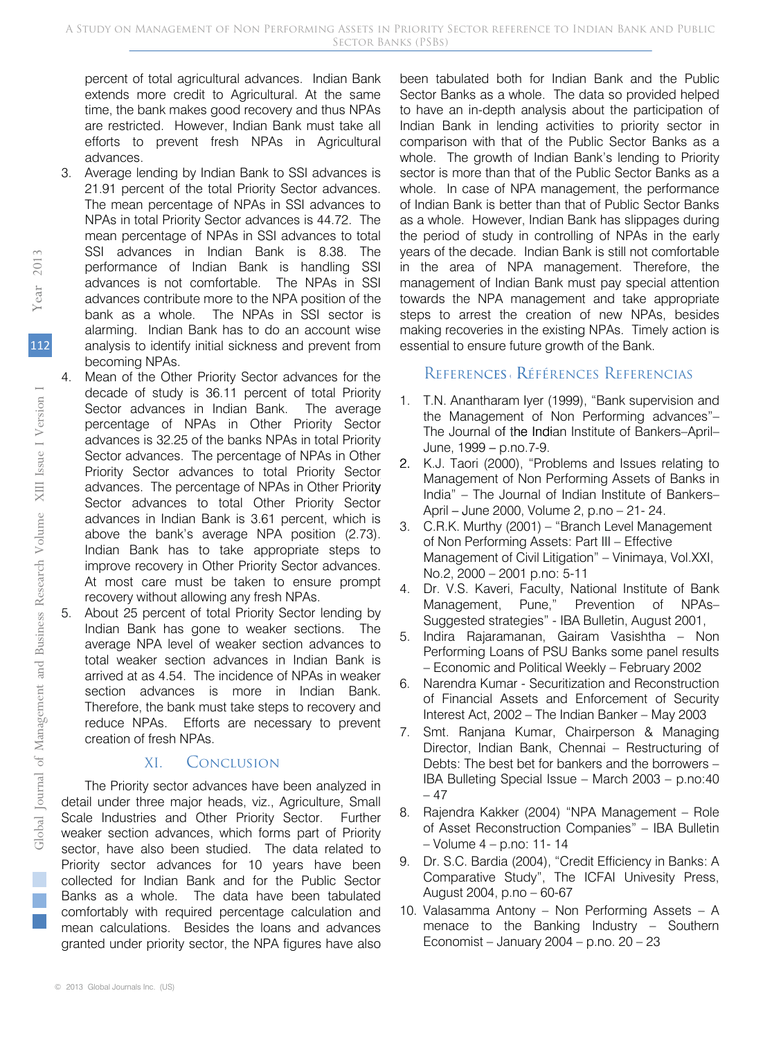percent of total agricultural advances. Indian Bank extends more credit to Agricultural. At the same time, the bank makes good recovery and thus NPAs are restricted. However, Indian Bank must take all efforts to prevent fresh NPAs in Agricultural advances.

3. Average lending by Indian Bank to SSI advances is 21.91 percent of the total Priority Sector advances. The mean percentage of NPAs in SSI advances to NPAs in total Priority Sector advances is 44.72. The mean percentage of NPAs in SSI advances to total SSI advances in Indian Bank is 8.38. The performance of Indian Bank is handling SSI advances is not comfortable. The NPAs in SSI advances contribute more to the NPA position of the bank as a whole. The NPAs in SSI sector is alarming. Indian Bank has to do an account wise analysis to identify initial sickness and prevent from becoming NPAs.
4. Mean of the Other Priority Sector advances for the decade of study is 36.11 percent of total Priority Sector advances in Indian Bank. The average percentage of NPAs in Other Priority Sector advances is 32.25 of the banks NPAs in total Priority Sector advances. The percentage of NPAs in Other Priority Sector advances to total Priority Sector advances. The percentage of NPAs in Other Priority Sector advances to total Other Priority Sector advances in Indian Bank is 3.61 percent, which is above the bank's average NPA position (2.73). Indian Bank has to take appropriate steps to improve recovery in Other Priority Sector advances. At most care must be taken to ensure prompt recovery without allowing any fresh NPAs.
5. About 25 percent of total Priority Sector lending by Indian Bank has gone to weaker sections. The average NPA level of weaker section advances to total weaker section advances in Indian Bank is arrived at as 4.54. The incidence of NPAs in weaker section advances is more in Indian Bank. Therefore, the bank must take steps to recovery and reduce NPAs. Efforts are necessary to prevent creation of fresh NPAs.

## XI. Conclusion

The Priority sector advances have been analyzed in detail under three major heads, viz., Agriculture, Small Scale Industries and Other Priority Sector. Further weaker section advances, which forms part of Priority sector, have also been studied. The data related to Priority sector advances for 10 years have been collected for Indian Bank and for the Public Sector Banks as a whole. The data have been tabulated comfortably with required percentage calculation and mean calculations. Besides the loans and advances granted under priority sector, the NPA figures have also been tabulated both for Indian Bank and the Public Sector Banks as a whole. The data so provided helped to have an in-depth analysis about the participation of Indian Bank in lending activities to priority sector in comparison with that of the Public Sector Banks as a whole. The growth of Indian Bank's lending to Priority sector is more than that of the Public Sector Banks as a whole. In case of NPA management, the performance of Indian Bank is better than that of Public Sector Banks as a whole. However, Indian Bank has slippages during the period of study in controlling of NPAs in the early years of the decade. Indian Bank is still not comfortable in the area of NPA management. Therefore, the management of Indian Bank must pay special attention towards the NPA management and take appropriate steps to arrest the creation of new NPAs, besides making recoveries in the existing NPAs. Timely action is essential to ensure future growth of the Bank.

## References Références Referencias

1. T.N. Anantharam Iyer (1999), "Bank supervision and the Management of Non Performing advances"– The Journal of the Indian Institute of Bankers–April–June, 1999 – p.no.7-9.
2. K.J. Taori (2000), "Problems and Issues relating to Management of Non Performing Assets of Banks in India" – The Journal of Indian Institute of Bankers–April – June 2000, Volume 2, p.no – 21- 24.
3. C.R.K. Murthy (2001) – "Branch Level Management of Non Performing Assets: Part III – Effective Management of Civil Litigation" – Vinimaya, Vol.XXI, No.2, 2000 – 2001 p.no: 5-11
4. Dr. V.S. Kaveri, Faculty, National Institute of Bank Management, Pune," Prevention of NPAs–Suggested strategies" - IBA Bulletin, August 2001,
5. Indira Rajaramanan, Gairam Vasishtha – Non Performing Loans of PSU Banks some panel results – Economic and Political Weekly – February 2002
6. Narendra Kumar - Securitization and Reconstruction of Financial Assets and Enforcement of Security Interest Act, 2002 – The Indian Banker – May 2003
7. Smt. Ranjana Kumar, Chairperson & Managing Director, Indian Bank, Chennai – Restructuring of Debts: The best bet for bankers and the borrowers – IBA Bulleting Special Issue – March 2003 – p.no:40 – 47
8. Rajendra Kakker (2004) "NPA Management – Role of Asset Reconstruction Companies" – IBA Bulletin – Volume 4 – p.no: 11- 14
9. Dr. S.C. Bardia (2004), "Credit Efficiency in Banks: A Comparative Study", The ICFAI Univesity Press, August 2004, p.no – 60-67
10. Valasamma Antony – Non Performing Assets – A menace to the Banking Industry – Southern Economist – January 2004 – p.no. 20 – 23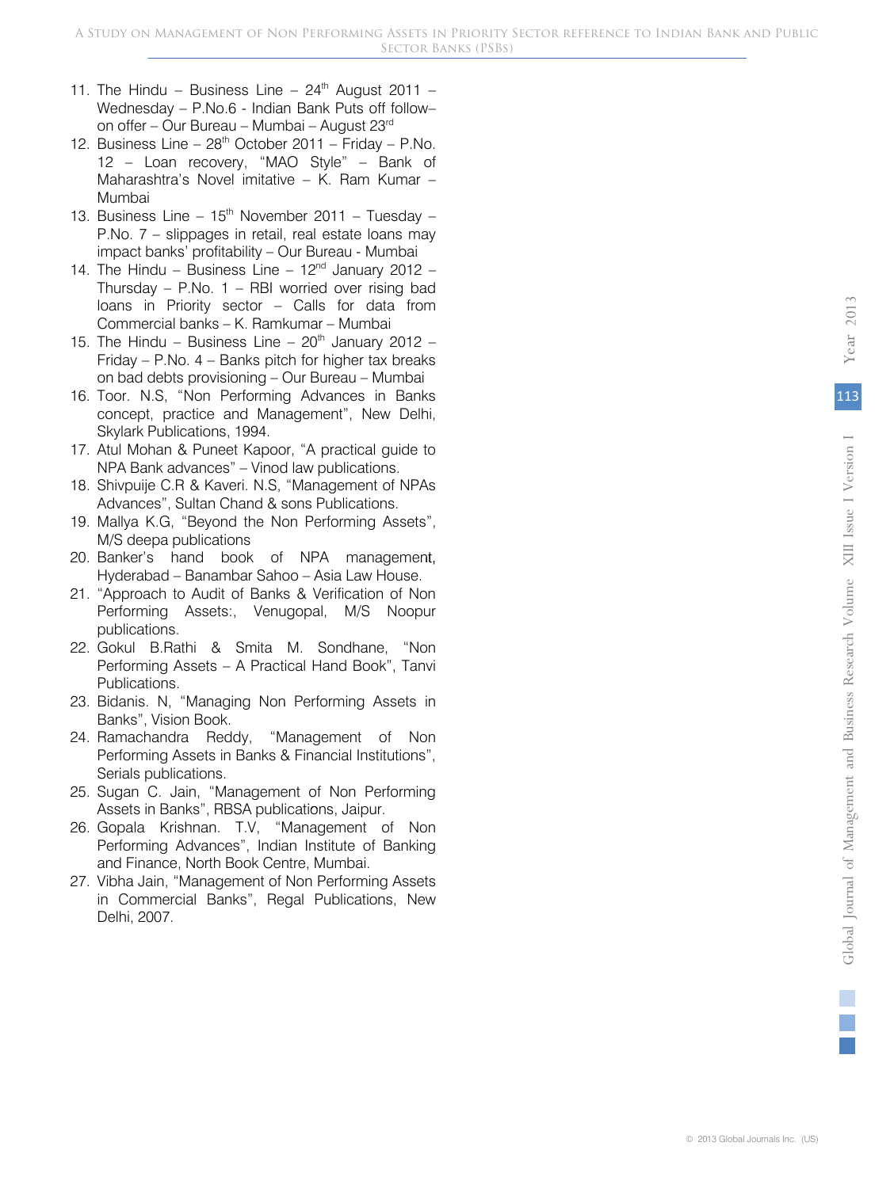11. The Hindu – Business Line – 24th August 2011 – Wednesday – P.No.6 - Indian Bank Puts off follow–on offer – Our Bureau – Mumbai – August 23rd
12. Business Line – 28th October 2011 – Friday – P.No. 12 – Loan recovery, "MAO Style" – Bank of Maharashtra's Novel imitative – K. Ram Kumar – Mumbai
13. Business Line – 15th November 2011 – Tuesday – P.No. 7 – slippages in retail, real estate loans may impact banks' profitability – Our Bureau - Mumbai
14. The Hindu – Business Line – 12nd January 2012 – Thursday – P.No. 1 – RBI worried over rising bad loans in Priority sector – Calls for data from Commercial banks – K. Ramkumar – Mumbai
15. The Hindu – Business Line – 20th January 2012 – Friday – P.No. 4 – Banks pitch for higher tax breaks on bad debts provisioning – Our Bureau – Mumbai
16. Toor. N.S, "Non Performing Advances in Banks concept, practice and Management", New Delhi, Skylark Publications, 1994.
17. Atul Mohan & Puneet Kapoor, "A practical guide to NPA Bank advances" – Vinod law publications.
18. Shivpuije C.R & Kaveri. N.S, "Management of NPAs Advances", Sultan Chand & sons Publications.
19. Mallya K.G, "Beyond the Non Performing Assets", M/S deepa publications
20. Banker's hand book of NPA management, Hyderabad – Banambar Sahoo – Asia Law House.
21. "Approach to Audit of Banks & Verification of Non Performing Assets:, Venugopal, M/S Noopur publications.
22. Gokul B.Rathi & Smita M. Sondhane, "Non Performing Assets – A Practical Hand Book", Tanvi Publications.
23. Bidanis. N, "Managing Non Performing Assets in Banks", Vision Book.
24. Ramachandra Reddy, "Management of Non Performing Assets in Banks & Financial Institutions", Serials publications.
25. Sugan C. Jain, "Management of Non Performing Assets in Banks", RBSA publications, Jaipur.
26. Gopala Krishnan. T.V, "Management of Non Performing Advances", Indian Institute of Banking and Finance, North Book Centre, Mumbai.
27. Vibha Jain, "Management of Non Performing Assets in Commercial Banks", Regal Publications, New Delhi, 2007.